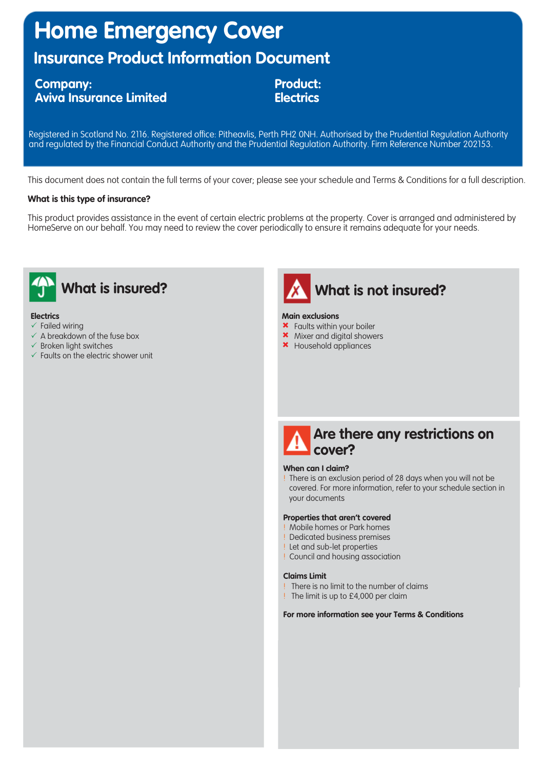# Home Emergency Cover

## Insurance Product Information Document

**Company:**
**Aviva Insurance Limited**

**Product:**
**Electrics**

Registered in Scotland No. 2116. Registered office: Pitheavlis, Perth PH2 0NH. Authorised by the Prudential Regulation Authority and regulated by the Financial Conduct Authority and the Prudential Regulation Authority. Firm Reference Number 202153.

This document does not contain the full terms of your cover; please see your schedule and Terms & Conditions for a full description.

**What is this type of insurance?**

This product provides assistance in the event of certain electric problems at the property. Cover is arranged and administered by HomeServe on our behalf. You may need to review the cover periodically to ensure it remains adequate for your needs.

## What is insured?

**Electrics**

- ✓ Failed wiring
- ✓ A breakdown of the fuse box
- ✓ Broken light switches
- ✓ Faults on the electric shower unit

## What is not insured?

**Main exclusions**

- ✗ Faults within your boiler
- ✗ Mixer and digital showers
- ✗ Household appliances

## Are there any restrictions on cover?

**When can I claim?**

- ! There is an exclusion period of 28 days when you will not be covered. For more information, refer to your schedule section in your documents

**Properties that aren't covered**

- ! Mobile homes or Park homes
- ! Dedicated business premises
- ! Let and sub-let properties
- ! Council and housing association

**Claims Limit**

- ! There is no limit to the number of claims
- ! The limit is up to £4,000 per claim

**For more information see your Terms & Conditions**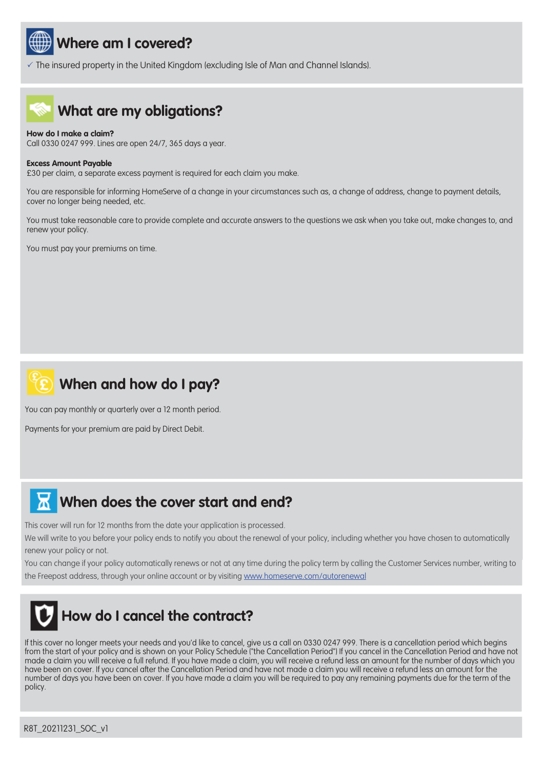## Where am I covered?

✓ The insured property in the United Kingdom (excluding Isle of Man and Channel Islands).

## What are my obligations?

**How do I make a claim?**
Call 0330 0247 999. Lines are open 24/7, 365 days a year.

**Excess Amount Payable**
£30 per claim, a separate excess payment is required for each claim you make.

You are responsible for informing HomeServe of a change in your circumstances such as, a change of address, change to payment details, cover no longer being needed, etc.

You must take reasonable care to provide complete and accurate answers to the questions we ask when you take out, make changes to, and renew your policy.

You must pay your premiums on time.

## When and how do I pay?

You can pay monthly or quarterly over a 12 month period.

Payments for your premium are paid by Direct Debit.

## When does the cover start and end?

This cover will run for 12 months from the date your application is processed.

We will write to you before your policy ends to notify you about the renewal of your policy, including whether you have chosen to automatically renew your policy or not.

You can change if your policy automatically renews or not at any time during the policy term by calling the Customer Services number, writing to the Freepost address, through your online account or by visiting www.homeserve.com/autorenewal

## How do I cancel the contract?

If this cover no longer meets your needs and you'd like to cancel, give us a call on 0330 0247 999. There is a cancellation period which begins from the start of your policy and is shown on your Policy Schedule ("the Cancellation Period") If you cancel in the Cancellation Period and have not made a claim you will receive a full refund. If you have made a claim, you will receive a refund less an amount for the number of days which you have been on cover. If you cancel after the Cancellation Period and have not made a claim you will receive a refund less an amount for the number of days you have been on cover. If you have made a claim you will be required to pay any remaining payments due for the term of the policy.

R8T_20211231_SOC_v1